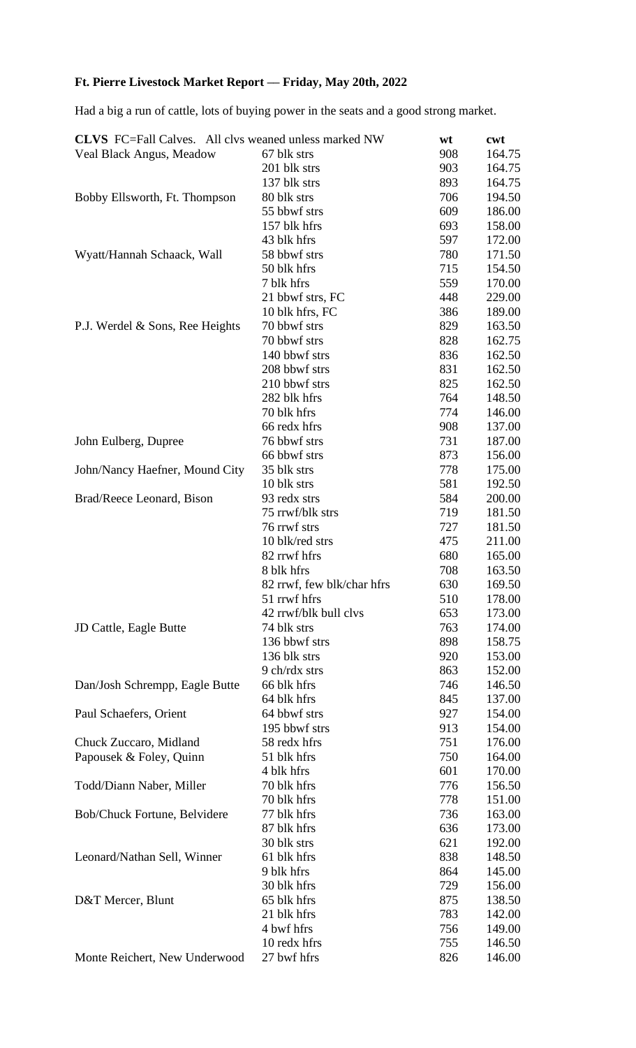**Ft. Pierre Livestock Market Report — Friday, May 20th, 2022**

Had a big a run of cattle, lots of buying power in the seats and a good strong market.

| **CLVS** FC=Fall Calves. All clvs weaned unless marked NW | | wt | cwt |
|---|---|---|---|
| Veal Black Angus, Meadow | 67 blk strs | 908 | 164.75 |
| | 201 blk strs | 903 | 164.75 |
| | 137 blk strs | 893 | 164.75 |
| Bobby Ellsworth, Ft. Thompson | 80 blk strs | 706 | 194.50 |
| | 55 bbwf strs | 609 | 186.00 |
| | 157 blk hfrs | 693 | 158.00 |
| | 43 blk hfrs | 597 | 172.00 |
| Wyatt/Hannah Schaack, Wall | 58 bbwf strs | 780 | 171.50 |
| | 50 blk hfrs | 715 | 154.50 |
| | 7 blk hfrs | 559 | 170.00 |
| | 21 bbwf strs, FC | 448 | 229.00 |
| | 10 blk hfrs, FC | 386 | 189.00 |
| P.J. Werdel & Sons, Ree Heights | 70 bbwf strs | 829 | 163.50 |
| | 70 bbwf strs | 828 | 162.75 |
| | 140 bbwf strs | 836 | 162.50 |
| | 208 bbwf strs | 831 | 162.50 |
| | 210 bbwf strs | 825 | 162.50 |
| | 282 blk hfrs | 764 | 148.50 |
| | 70 blk hfrs | 774 | 146.00 |
| | 66 redx hfrs | 908 | 137.00 |
| John Eulberg, Dupree | 76 bbwf strs | 731 | 187.00 |
| | 66 bbwf strs | 873 | 156.00 |
| John/Nancy Haefner, Mound City | 35 blk strs | 778 | 175.00 |
| | 10 blk strs | 581 | 192.50 |
| Brad/Reece Leonard, Bison | 93 redx strs | 584 | 200.00 |
| | 75 rrwf/blk strs | 719 | 181.50 |
| | 76 rrwf strs | 727 | 181.50 |
| | 10 blk/red strs | 475 | 211.00 |
| | 82 rrwf hfrs | 680 | 165.00 |
| | 8 blk hfrs | 708 | 163.50 |
| | 82 rrwf, few blk/char hfrs | 630 | 169.50 |
| | 51 rrwf hfrs | 510 | 178.00 |
| | 42 rrwf/blk bull clvs | 653 | 173.00 |
| JD Cattle, Eagle Butte | 74 blk strs | 763 | 174.00 |
| | 136 bbwf strs | 898 | 158.75 |
| | 136 blk strs | 920 | 153.00 |
| | 9 ch/rdx strs | 863 | 152.00 |
| Dan/Josh Schrempp, Eagle Butte | 66 blk hfrs | 746 | 146.50 |
| | 64 blk hfrs | 845 | 137.00 |
| Paul Schaefers, Orient | 64 bbwf strs | 927 | 154.00 |
| | 195 bbwf strs | 913 | 154.00 |
| Chuck Zuccaro, Midland | 58 redx hfrs | 751 | 176.00 |
| Papousek & Foley, Quinn | 51 blk hfrs | 750 | 164.00 |
| | 4 blk hfrs | 601 | 170.00 |
| Todd/Diann Naber, Miller | 70 blk hfrs | 776 | 156.50 |
| | 70 blk hfrs | 778 | 151.00 |
| Bob/Chuck Fortune, Belvidere | 77 blk hfrs | 736 | 163.00 |
| | 87 blk hfrs | 636 | 173.00 |
| | 30 blk strs | 621 | 192.00 |
| Leonard/Nathan Sell, Winner | 61 blk hfrs | 838 | 148.50 |
| | 9 blk hfrs | 864 | 145.00 |
| | 30 blk hfrs | 729 | 156.00 |
| D&T Mercer, Blunt | 65 blk hfrs | 875 | 138.50 |
| | 21 blk hfrs | 783 | 142.00 |
| | 4 bwf hfrs | 756 | 149.00 |
| | 10 redx hfrs | 755 | 146.50 |
| Monte Reichert, New Underwood | 27 bwf hfrs | 826 | 146.00 |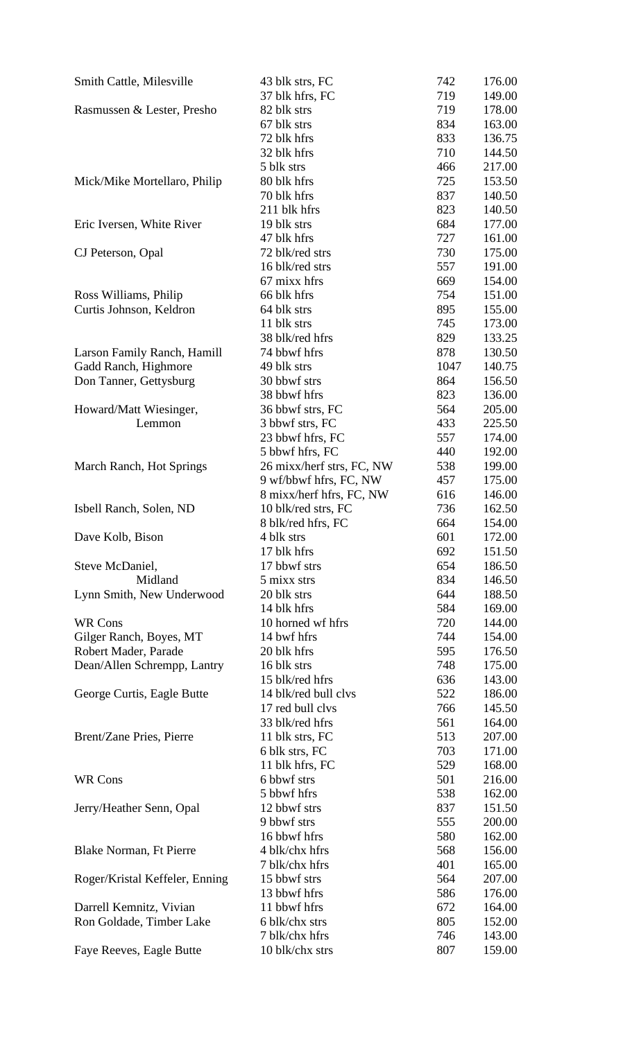| | | | |
|---|---|---|---|
| Smith Cattle, Milesville | 43 blk strs, FC | 742 | 176.00 |
| | 37 blk hfrs, FC | 719 | 149.00 |
| Rasmussen & Lester, Presho | 82 blk strs | 719 | 178.00 |
| | 67 blk strs | 834 | 163.00 |
| | 72 blk hfrs | 833 | 136.75 |
| | 32 blk hfrs | 710 | 144.50 |
| | 5 blk strs | 466 | 217.00 |
| Mick/Mike Mortellaro, Philip | 80 blk hfrs | 725 | 153.50 |
| | 70 blk hfrs | 837 | 140.50 |
| | 211 blk hfrs | 823 | 140.50 |
| Eric Iversen, White River | 19 blk strs | 684 | 177.00 |
| | 47 blk hfrs | 727 | 161.00 |
| CJ Peterson, Opal | 72 blk/red strs | 730 | 175.00 |
| | 16 blk/red strs | 557 | 191.00 |
| | 67 mixx hfrs | 669 | 154.00 |
| Ross Williams, Philip | 66 blk hfrs | 754 | 151.00 |
| Curtis Johnson, Keldron | 64 blk strs | 895 | 155.00 |
| | 11 blk strs | 745 | 173.00 |
| | 38 blk/red hfrs | 829 | 133.25 |
| Larson Family Ranch, Hamill | 74 bbwf hfrs | 878 | 130.50 |
| Gadd Ranch, Highmore | 49 blk strs | 1047 | 140.75 |
| Don Tanner, Gettysburg | 30 bbwf strs | 864 | 156.50 |
| | 38 bbwf hfrs | 823 | 136.00 |
| Howard/Matt Wiesinger, Lemmon | 36 bbwf strs, FC | 564 | 205.00 |
| | 3 bbwf strs, FC | 433 | 225.50 |
| | 23 bbwf hfrs, FC | 557 | 174.00 |
| | 5 bbwf hfrs, FC | 440 | 192.00 |
| March Ranch, Hot Springs | 26 mixx/herf strs, FC, NW | 538 | 199.00 |
| | 9 wf/bbwf hfrs, FC, NW | 457 | 175.00 |
| | 8 mixx/herf hfrs, FC, NW | 616 | 146.00 |
| Isbell Ranch, Solen, ND | 10 blk/red strs, FC | 736 | 162.50 |
| | 8 blk/red hfrs, FC | 664 | 154.00 |
| Dave Kolb, Bison | 4 blk strs | 601 | 172.00 |
| | 17 blk hfrs | 692 | 151.50 |
| Steve McDaniel, Midland | 17 bbwf strs | 654 | 186.50 |
| | 5 mixx strs | 834 | 146.50 |
| Lynn Smith, New Underwood | 20 blk strs | 644 | 188.50 |
| | 14 blk hfrs | 584 | 169.00 |
| WR Cons | 10 horned wf hfrs | 720 | 144.00 |
| Gilger Ranch, Boyes, MT | 14 bwf hfrs | 744 | 154.00 |
| Robert Mader, Parade | 20 blk hfrs | 595 | 176.50 |
| Dean/Allen Schrempp, Lantry | 16 blk strs | 748 | 175.00 |
| | 15 blk/red hfrs | 636 | 143.00 |
| George Curtis, Eagle Butte | 14 blk/red bull clvs | 522 | 186.00 |
| | 17 red bull clvs | 766 | 145.50 |
| | 33 blk/red hfrs | 561 | 164.00 |
| Brent/Zane Pries, Pierre | 11 blk strs, FC | 513 | 207.00 |
| | 6 blk strs, FC | 703 | 171.00 |
| | 11 blk hfrs, FC | 529 | 168.00 |
| WR Cons | 6 bbwf strs | 501 | 216.00 |
| | 5 bbwf hfrs | 538 | 162.00 |
| Jerry/Heather Senn, Opal | 12 bbwf strs | 837 | 151.50 |
| | 9 bbwf strs | 555 | 200.00 |
| | 16 bbwf hfrs | 580 | 162.00 |
| Blake Norman, Ft Pierre | 4 blk/chx hfrs | 568 | 156.00 |
| | 7 blk/chx hfrs | 401 | 165.00 |
| Roger/Kristal Keffeler, Enning | 15 bbwf strs | 564 | 207.00 |
| | 13 bbwf hfrs | 586 | 176.00 |
| Darrell Kemnitz, Vivian | 11 bbwf hfrs | 672 | 164.00 |
| Ron Goldade, Timber Lake | 6 blk/chx strs | 805 | 152.00 |
| | 7 blk/chx hfrs | 746 | 143.00 |
| Faye Reeves, Eagle Butte | 10 blk/chx strs | 807 | 159.00 |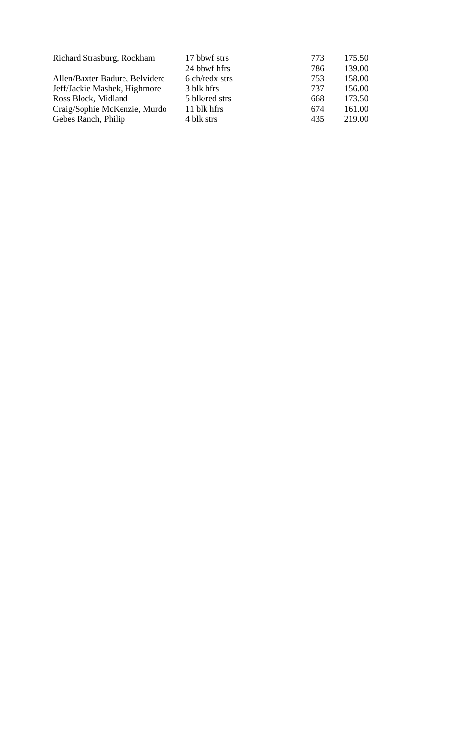| | | | |
|---|---|---|---|
| Richard Strasburg, Rockham | 17 bbwf strs | 773 | 175.50 |
| | 24 bbwf hfrs | 786 | 139.00 |
| Allen/Baxter Badure, Belvidere | 6 ch/redx strs | 753 | 158.00 |
| Jeff/Jackie Mashek, Highmore | 3 blk hfrs | 737 | 156.00 |
| Ross Block, Midland | 5 blk/red strs | 668 | 173.50 |
| Craig/Sophie McKenzie, Murdo | 11 blk hfrs | 674 | 161.00 |
| Gebes Ranch, Philip | 4 blk strs | 435 | 219.00 |